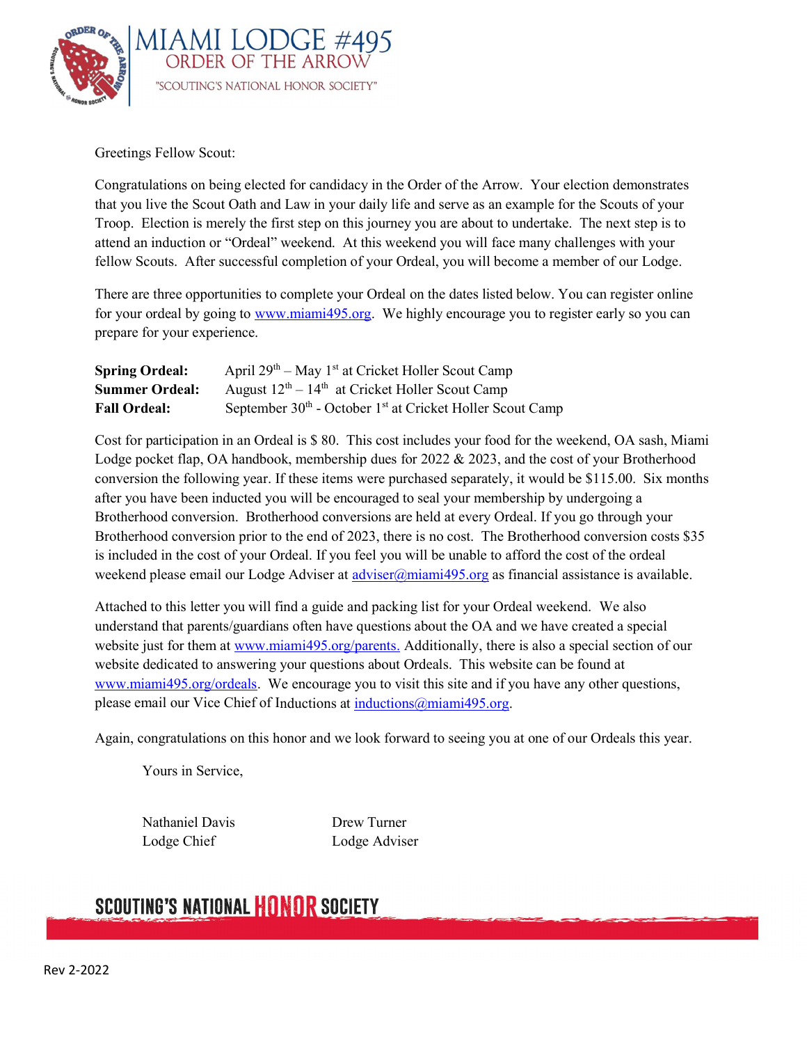# MIAMI LODGE #495

## ORDER OF THE ARROW

"SCOUTING'S NATIONAL HONOR SOCIETY"

Greetings Fellow Scout:

Congratulations on being elected for candidacy in the Order of the Arrow. Your election demonstrates that you live the Scout Oath and Law in your daily life and serve as an example for the Scouts of your Troop. Election is merely the first step on this journey you are about to undertake. The next step is to attend an induction or "Ordeal" weekend. At this weekend you will face many challenges with your fellow Scouts. After successful completion of your Ordeal, you will become a member of our Lodge.

There are three opportunities to complete your Ordeal on the dates listed below. You can register online for your ordeal by going to www.miami495.org. We highly encourage you to register early so you can prepare for your experience.

**Spring Ordeal:** April 29th – May 1st at Cricket Holler Scout Camp
**Summer Ordeal:** August 12th – 14th at Cricket Holler Scout Camp
**Fall Ordeal:** September 30th - October 1st at Cricket Holler Scout Camp

Cost for participation in an Ordeal is $ 80. This cost includes your food for the weekend, OA sash, Miami Lodge pocket flap, OA handbook, membership dues for 2022 & 2023, and the cost of your Brotherhood conversion the following year. If these items were purchased separately, it would be $115.00. Six months after you have been inducted you will be encouraged to seal your membership by undergoing a Brotherhood conversion. Brotherhood conversions are held at every Ordeal. If you go through your Brotherhood conversion prior to the end of 2023, there is no cost. The Brotherhood conversion costs $35 is included in the cost of your Ordeal. If you feel you will be unable to afford the cost of the ordeal weekend please email our Lodge Adviser at adviser@miami495.org as financial assistance is available.

Attached to this letter you will find a guide and packing list for your Ordeal weekend. We also understand that parents/guardians often have questions about the OA and we have created a special website just for them at www.miami495.org/parents. Additionally, there is also a special section of our website dedicated to answering your questions about Ordeals. This website can be found at www.miami495.org/ordeals. We encourage you to visit this site and if you have any other questions, please email our Vice Chief of Inductions at inductions@miami495.org.

Again, congratulations on this honor and we look forward to seeing you at one of our Ordeals this year.

Yours in Service,

Nathaniel Davis
Lodge Chief

Drew Turner
Lodge Adviser

SCOUTING'S NATIONAL HONOR SOCIETY

Rev 2-2022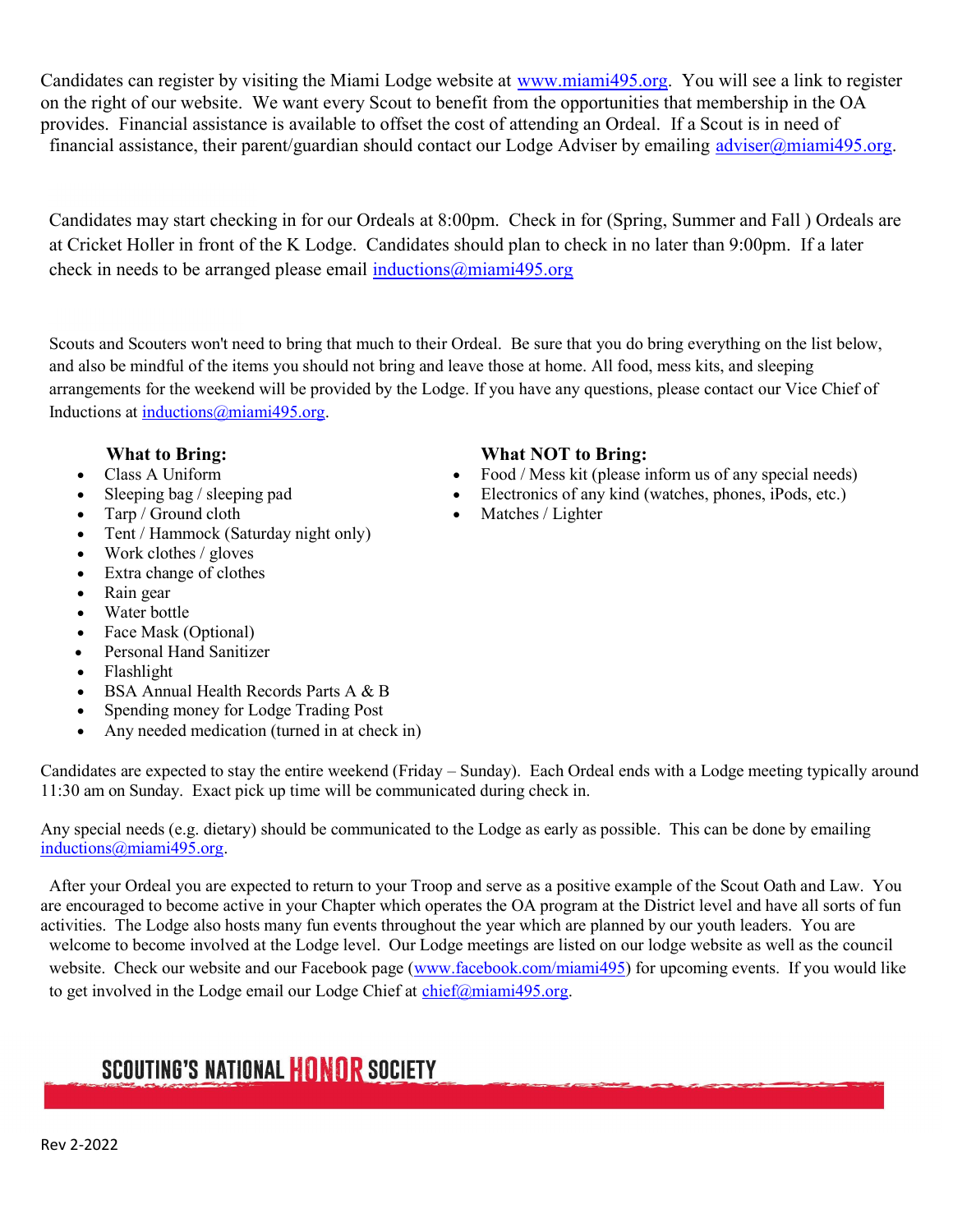Candidates can register by visiting the Miami Lodge website at www.miami495.org. You will see a link to register on the right of our website. We want every Scout to benefit from the opportunities that membership in the OA provides. Financial assistance is available to offset the cost of attending an Ordeal. If a Scout is in need of financial assistance, their parent/guardian should contact our Lodge Adviser by emailing adviser@miami495.org.

Candidates may start checking in for our Ordeals at 8:00pm. Check in for (Spring, Summer and Fall ) Ordeals are at Cricket Holler in front of the K Lodge. Candidates should plan to check in no later than 9:00pm. If a later check in needs to be arranged please email inductions@miami495.org

Scouts and Scouters won't need to bring that much to their Ordeal. Be sure that you do bring everything on the list below, and also be mindful of the items you should not bring and leave those at home. All food, mess kits, and sleeping arrangements for the weekend will be provided by the Lodge. If you have any questions, please contact our Vice Chief of Inductions at inductions@miami495.org.

**What to Bring:**

- Class A Uniform
- Sleeping bag / sleeping pad
- Tarp / Ground cloth
- Tent / Hammock (Saturday night only)
- Work clothes / gloves
- Extra change of clothes
- Rain gear
- Water bottle
- Face Mask (Optional)
- Personal Hand Sanitizer
- Flashlight
- BSA Annual Health Records Parts A & B
- Spending money for Lodge Trading Post
- Any needed medication (turned in at check in)

**What NOT to Bring:**

- Food / Mess kit (please inform us of any special needs)
- Electronics of any kind (watches, phones, iPods, etc.)
- Matches / Lighter

Candidates are expected to stay the entire weekend (Friday – Sunday). Each Ordeal ends with a Lodge meeting typically around 11:30 am on Sunday. Exact pick up time will be communicated during check in.

Any special needs (e.g. dietary) should be communicated to the Lodge as early as possible. This can be done by emailing inductions@miami495.org.

After your Ordeal you are expected to return to your Troop and serve as a positive example of the Scout Oath and Law. You are encouraged to become active in your Chapter which operates the OA program at the District level and have all sorts of fun activities. The Lodge also hosts many fun events throughout the year which are planned by our youth leaders. You are welcome to become involved at the Lodge level. Our Lodge meetings are listed on our lodge website as well as the council website. Check our website and our Facebook page (www.facebook.com/miami495) for upcoming events. If you would like to get involved in the Lodge email our Lodge Chief at chief@miami495.org.

SCOUTING'S NATIONAL HONOR SOCIETY

Rev 2-2022